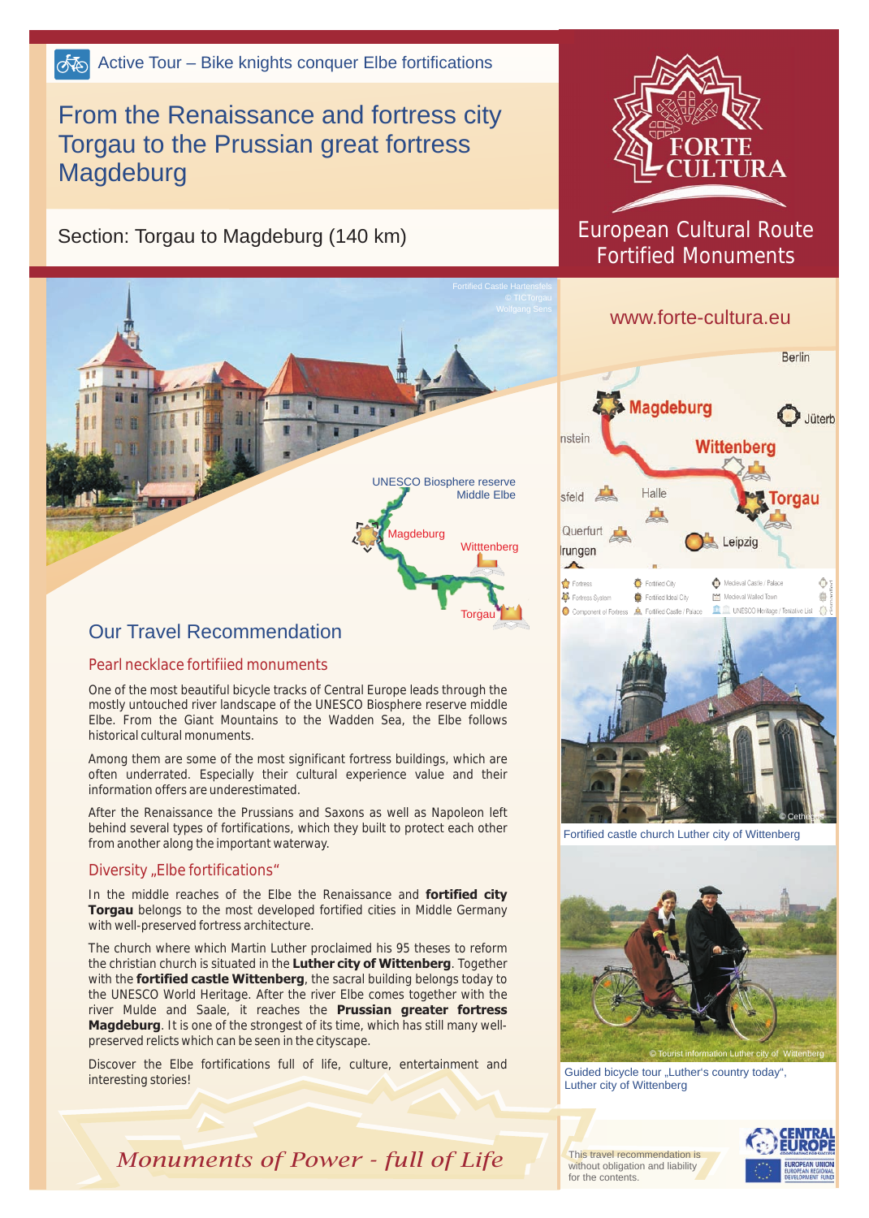Active Tour – Bike knights conquer Elbe fortifications

# From the Renaissance and fortress city Torgau to the Prussian great fortress Magdeburg

Section: Torgau to Magdeburg (140 km)

FORTE CULTURA

European Cultural Route Fortified Monuments

www.forte-cultura.eu

Fortified Castle Hartenfels © TICTorgau Wolfgang Sens

UNESCO Biosphere reserve Middle Elbe

Magdeburg Witttenberg Torgau

## Our Travel Recommendation

### Pearl necklace fortifiied monuments

One of the most beautiful bicycle tracks of Central Europe leads through the mostly untouched river landscape of the UNESCO Biosphere reserve middle Elbe. From the Giant Mountains to the Wadden Sea, the Elbe follows historical cultural monuments.

Among them are some of the most significant fortress buildings, which are often underrated. Especially their cultural experience value and their information offers are underestimated.

After the Renaissance the Prussians and Saxons as well as Napoleon left behind several types of fortifications, which they built to protect each other from another along the important waterway.

### Diversity „Elbe fortifications"

In the middle reaches of the Elbe the Renaissance and **fortified city Torgau** belongs to the most developed fortified cities in Middle Germany with well-preserved fortress architecture.

The church where which Martin Luther proclaimed his 95 theses to reform the christian church is situated in the **Luther city of Wittenberg**. Together with the **fortified castle Wittenberg**, the sacral building belongs today to the UNESCO World Heritage. After the river Elbe comes together with the river Mulde and Saale, it reaches the **Prussian greater fortress Magdeburg**. It is one of the strongest of its time, which has still many well-preserved relicts which can be seen in the cityscape.

Discover the Elbe fortifications full of life, culture, entertainment and interesting stories!

*Monuments of Power - full of Life*

Fortified castle church Luther city of Wittenberg

© Tourist information Luther city of Wittenberg

Guided bicycle tour „Luther's country today", Luther city of Wittenberg

This travel recommendation is without obligation and liability for the contents.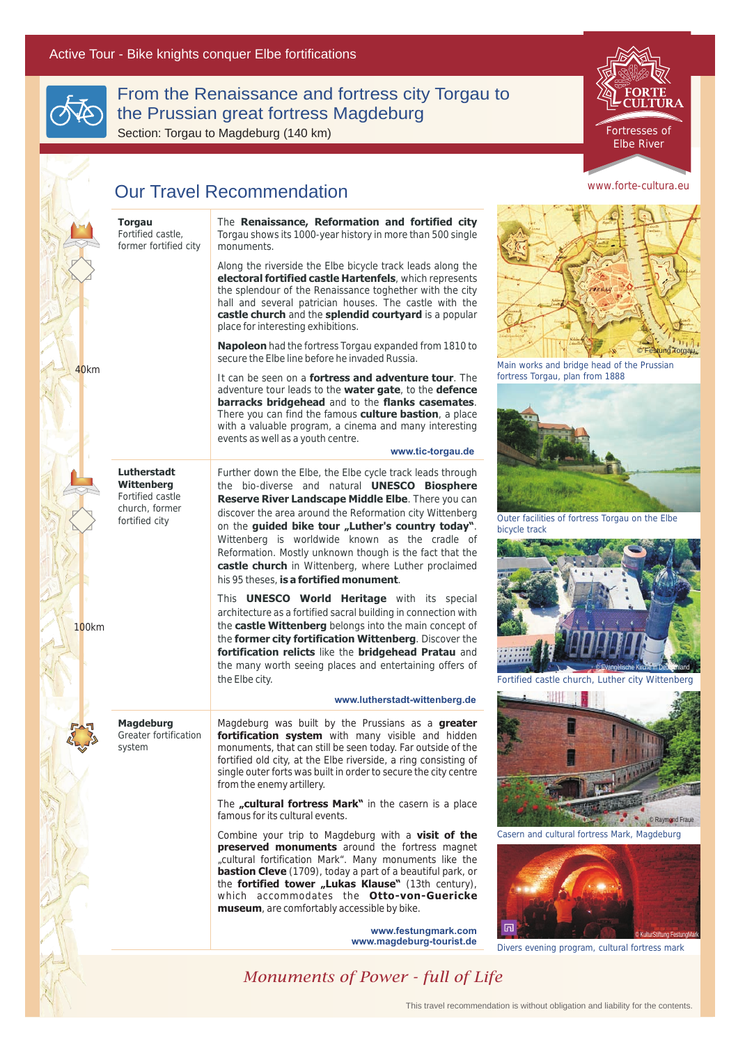Active Tour - Bike knights conquer Elbe fortifications

# From the Renaissance and fortress city Torgau to the Prussian great fortress Magdeburg

Section: Torgau to Magdeburg (140 km)

FORTE CULTURA
Fortresses of Elbe River

www.forte-cultura.eu

## Our Travel Recommendation

### Torgau
Fortified castle, former fortified city

The **Renaissance, Reformation and fortified city** Torgau shows its 1000-year history in more than 500 single monuments.

Along the riverside the Elbe bicycle track leads along the **electoral fortified castle Hartenfels**, which represents the splendour of the Renaissance toghether with the city hall and several patrician houses. The castle with the **castle church** and the **splendid courtyard** is a popular place for interesting exhibitions.

**Napoleon** had the fortress Torgau expanded from 1810 to secure the Elbe line before he invaded Russia.

It can be seen on a **fortress and adventure tour**. The adventure tour leads to the **water gate**, to the **defence barracks bridgehead** and to the **flanks casemates**. There you can find the famous **culture bastion**, a place with a valuable program, a cinema and many interesting events as well as a youth centre.

**www.tic-torgau.de**

40km

### Lutherstadt Wittenberg
Fortified castle church, former fortified city

Further down the Elbe, the Elbe cycle track leads through the bio-diverse and natural **UNESCO Biosphere Reserve River Landscape Middle Elbe**. There you can discover the area around the Reformation city Wittenberg on the **guided bike tour „Luther's country today"**. Wittenberg is worldwide known as the cradle of Reformation. Mostly unknown though is the fact that the **castle church** in Wittenberg, where Luther proclaimed his 95 theses, **is a fortified monument**.

This **UNESCO World Heritage** with its special architecture as a fortified sacral building in connection with the **castle Wittenberg** belongs into the main concept of the **former city fortification Wittenberg**. Discover the **fortification relicts** like the **bridgehead Pratau** and the many worth seeing places and entertaining offers of the Elbe city.

**www.lutherstadt-wittenberg.de**

100km

### Magdeburg
Greater fortification system

Magdeburg was built by the Prussians as a **greater fortification system** with many visible and hidden monuments, that can still be seen today. Far outside of the fortified old city, at the Elbe riverside, a ring consisting of single outer forts was built in order to secure the city centre from the enemy artillery.

The **„cultural fortress Mark"** in the casern is a place famous for its cultural events.

Combine your trip to Magdeburg with a **visit of the preserved monuments** around the fortress magnet „cultural fortification Mark". Many monuments like the **bastion Cleve** (1709), today a part of a beautiful park, or the **fortified tower „Lukas Klause"** (13th century), which accommodates the **Otto-von-Guericke museum**, are comfortably accessible by bike.

**www.festungmark.com**
**www.magdeburg-tourist.de**

© Festung Torgau
Main works and bridge head of the Prussian fortress Torgau, plan from 1888

Outer facilities of fortress Torgau on the Elbe bicycle track

© Evangelische Kirche in Deutschland
Fortified castle church, Luther city Wittenberg

© Raymond Fraue
Casern and cultural fortress Mark, Magdeburg

© KulturStiftung FestungMark
Divers evening program, cultural fortress mark

*Monuments of Power - full of Life*

This travel recommendation is without obligation and liability for the contents.